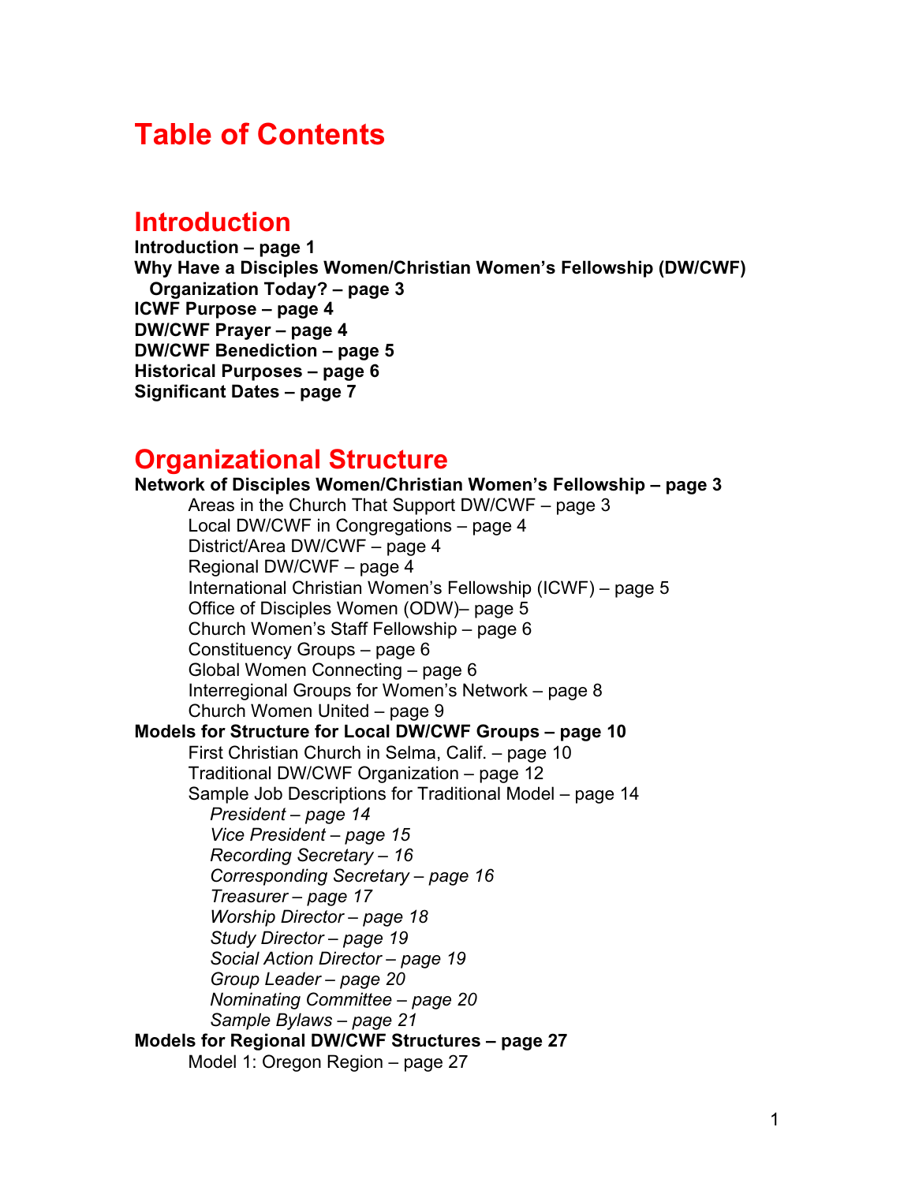# Table of Contents

## Introduction

**Introduction – page 1**
**Why Have a Disciples Women/Christian Women's Fellowship (DW/CWF) Organization Today? – page 3**
**ICWF Purpose – page 4**
**DW/CWF Prayer – page 4**
**DW/CWF Benediction – page 5**
**Historical Purposes – page 6**
**Significant Dates – page 7**

## Organizational Structure

**Network of Disciples Women/Christian Women's Fellowship – page 3**

- Areas in the Church That Support DW/CWF – page 3
- Local DW/CWF in Congregations – page 4
- District/Area DW/CWF – page 4
- Regional DW/CWF – page 4
- International Christian Women's Fellowship (ICWF) – page 5
- Office of Disciples Women (ODW)– page 5
- Church Women's Staff Fellowship – page 6
- Constituency Groups – page 6
- Global Women Connecting – page 6
- Interregional Groups for Women's Network – page 8
- Church Women United – page 9

**Models for Structure for Local DW/CWF Groups – page 10**

- First Christian Church in Selma, Calif. – page 10
- Traditional DW/CWF Organization – page 12
- Sample Job Descriptions for Traditional Model – page 14
  - *President – page 14*
  - *Vice President – page 15*
  - *Recording Secretary – 16*
  - *Corresponding Secretary – page 16*
  - *Treasurer – page 17*
  - *Worship Director – page 18*
  - *Study Director – page 19*
  - *Social Action Director – page 19*
  - *Group Leader – page 20*
  - *Nominating Committee – page 20*
  - *Sample Bylaws – page 21*

**Models for Regional DW/CWF Structures – page 27**

- Model 1: Oregon Region – page 27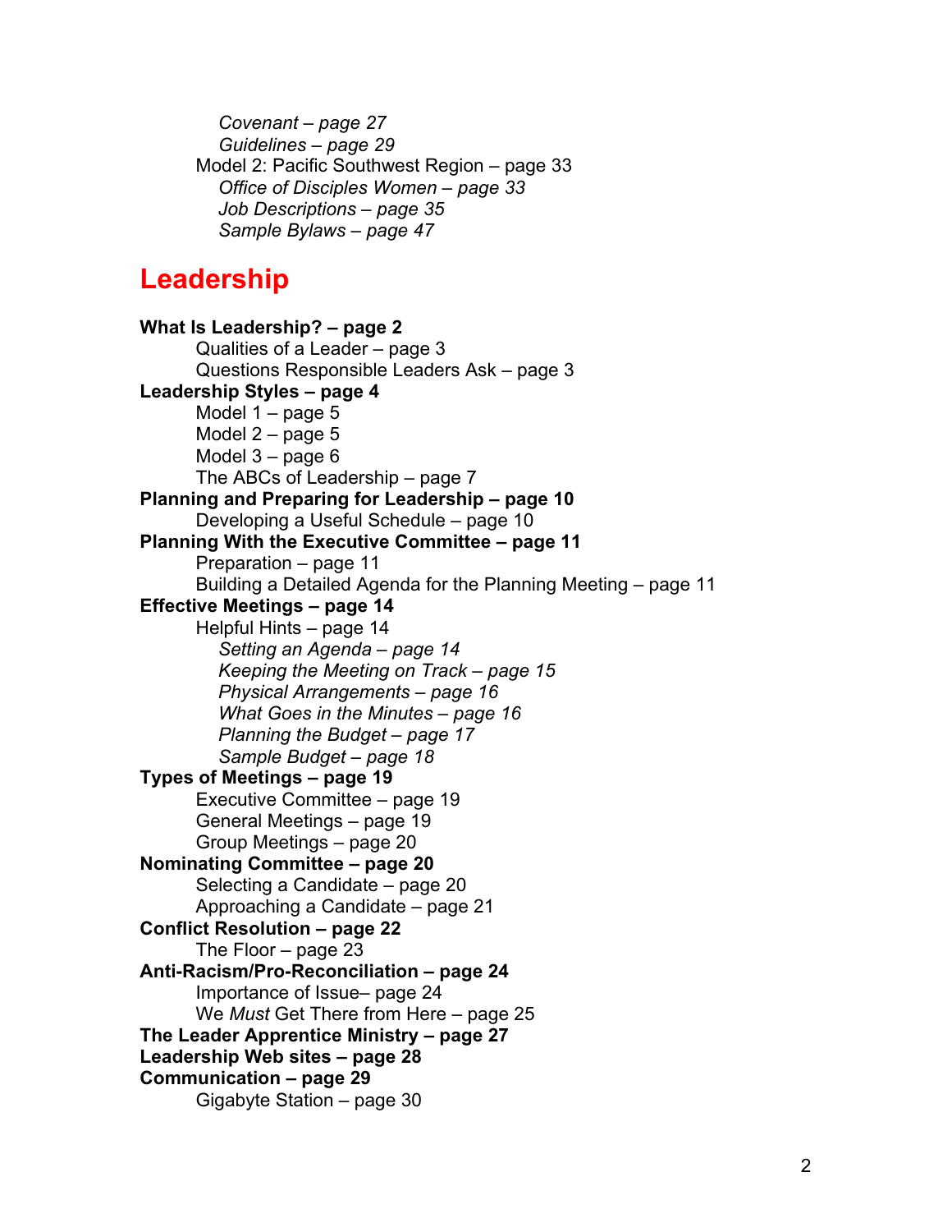*Covenant – page 27*
*Guidelines – page 29*
Model 2: Pacific Southwest Region – page 33
*Office of Disciples Women – page 33*
*Job Descriptions – page 35*
*Sample Bylaws – page 47*

## Leadership

**What Is Leadership? – page 2**
Qualities of a Leader – page 3
Questions Responsible Leaders Ask – page 3
**Leadership Styles – page 4**
Model 1 – page 5
Model 2 – page 5
Model 3 – page 6
The ABCs of Leadership – page 7
**Planning and Preparing for Leadership – page 10**
Developing a Useful Schedule – page 10
**Planning With the Executive Committee – page 11**
Preparation – page 11
Building a Detailed Agenda for the Planning Meeting – page 11
**Effective Meetings – page 14**
Helpful Hints – page 14
*Setting an Agenda – page 14*
*Keeping the Meeting on Track – page 15*
*Physical Arrangements – page 16*
*What Goes in the Minutes – page 16*
*Planning the Budget – page 17*
*Sample Budget – page 18*
**Types of Meetings – page 19**
Executive Committee – page 19
General Meetings – page 19
Group Meetings – page 20
**Nominating Committee – page 20**
Selecting a Candidate – page 20
Approaching a Candidate – page 21
**Conflict Resolution – page 22**
The Floor – page 23
**Anti-Racism/Pro-Reconciliation – page 24**
Importance of Issue– page 24
We *Must* Get There from Here – page 25
**The Leader Apprentice Ministry – page 27**
**Leadership Web sites – page 28**
**Communication – page 29**
Gigabyte Station – page 30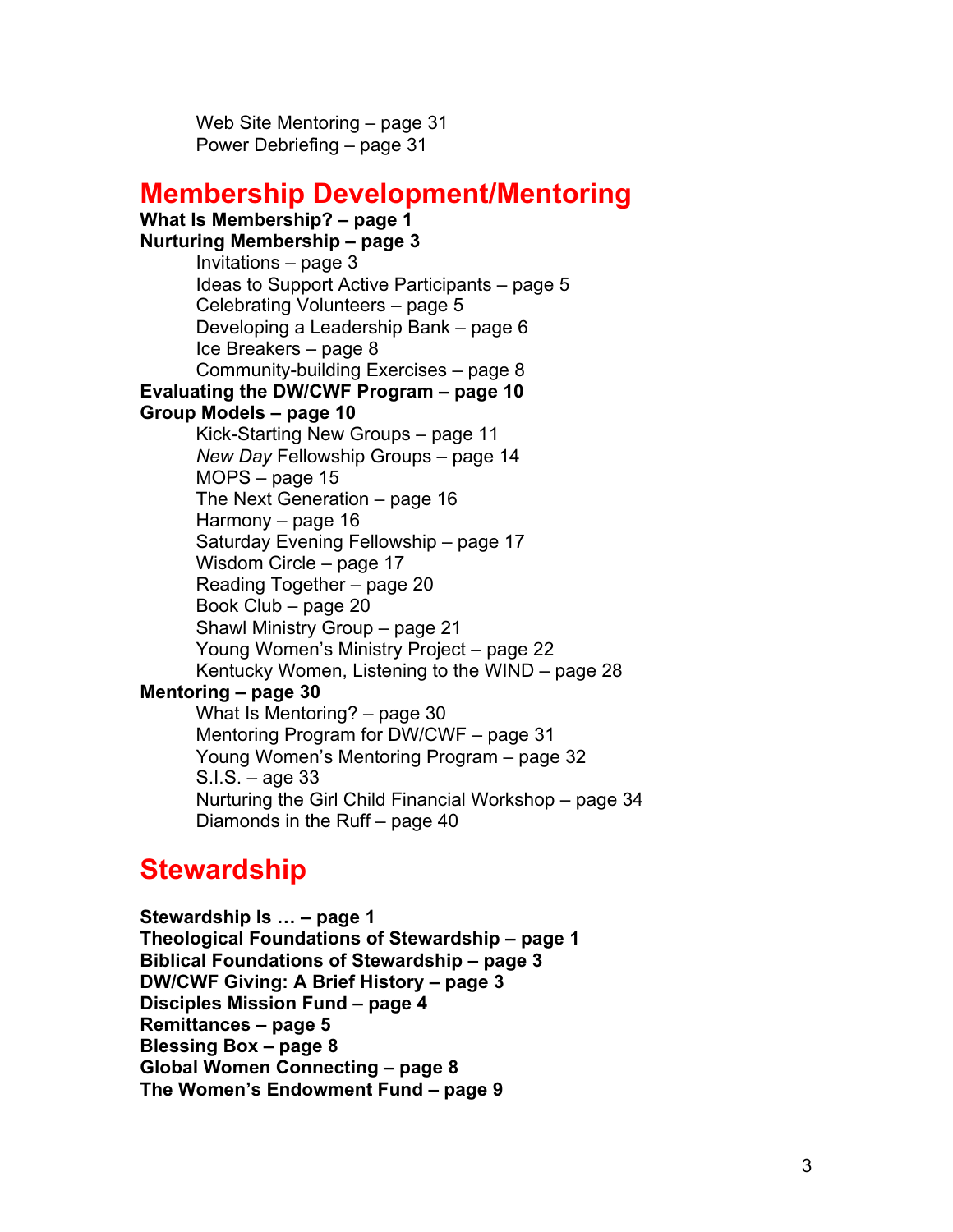Web Site Mentoring – page 31
Power Debriefing – page 31

## Membership Development/Mentoring

**What Is Membership? – page 1**
**Nurturing Membership – page 3**
- Invitations – page 3
- Ideas to Support Active Participants – page 5
- Celebrating Volunteers – page 5
- Developing a Leadership Bank – page 6
- Ice Breakers – page 8
- Community-building Exercises – page 8

**Evaluating the DW/CWF Program – page 10**
**Group Models – page 10**
- Kick-Starting New Groups – page 11
- *New Day* Fellowship Groups – page 14
- MOPS – page 15
- The Next Generation – page 16
- Harmony – page 16
- Saturday Evening Fellowship – page 17
- Wisdom Circle – page 17
- Reading Together – page 20
- Book Club – page 20
- Shawl Ministry Group – page 21
- Young Women's Ministry Project – page 22
- Kentucky Women, Listening to the WIND – page 28

**Mentoring – page 30**
- What Is Mentoring? – page 30
- Mentoring Program for DW/CWF – page 31
- Young Women's Mentoring Program – page 32
- S.I.S. – age 33
- Nurturing the Girl Child Financial Workshop – page 34
- Diamonds in the Ruff – page 40

## Stewardship

**Stewardship Is … – page 1**
**Theological Foundations of Stewardship – page 1**
**Biblical Foundations of Stewardship – page 3**
**DW/CWF Giving: A Brief History – page 3**
**Disciples Mission Fund – page 4**
**Remittances – page 5**
**Blessing Box – page 8**
**Global Women Connecting – page 8**
**The Women's Endowment Fund – page 9**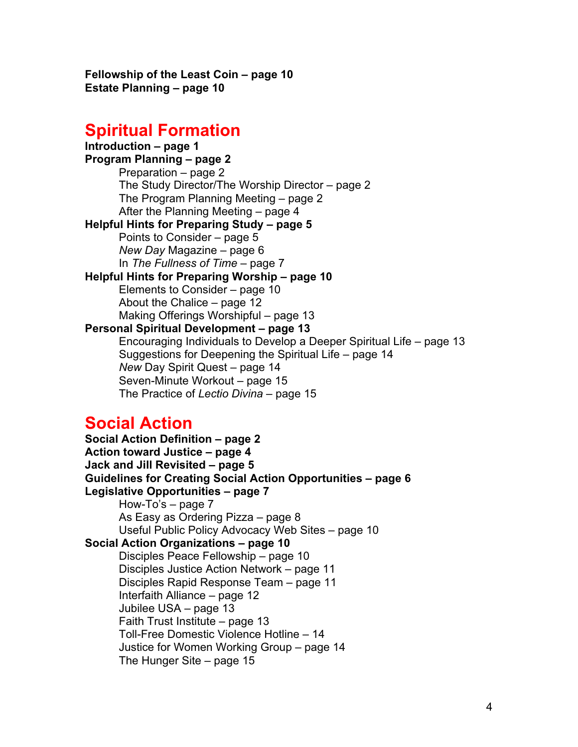**Fellowship of the Least Coin – page 10**
**Estate Planning – page 10**

# Spiritual Formation

**Introduction – page 1**
**Program Planning – page 2**

- Preparation – page 2
- The Study Director/The Worship Director – page 2
- The Program Planning Meeting – page 2
- After the Planning Meeting – page 4

**Helpful Hints for Preparing Study – page 5**

- Points to Consider – page 5
- *New Day* Magazine – page 6
- In *The Fullness of Time* – page 7

**Helpful Hints for Preparing Worship – page 10**

- Elements to Consider – page 10
- About the Chalice – page 12
- Making Offerings Worshipful – page 13

**Personal Spiritual Development – page 13**

- Encouraging Individuals to Develop a Deeper Spiritual Life – page 13
- Suggestions for Deepening the Spiritual Life – page 14
- *New* Day Spirit Quest – page 14
- Seven-Minute Workout – page 15
- The Practice of *Lectio Divina* – page 15

# Social Action

**Social Action Definition – page 2**
**Action toward Justice – page 4**
**Jack and Jill Revisited – page 5**
**Guidelines for Creating Social Action Opportunities – page 6**
**Legislative Opportunities – page 7**

- How-To's – page 7
- As Easy as Ordering Pizza – page 8
- Useful Public Policy Advocacy Web Sites – page 10

**Social Action Organizations – page 10**

- Disciples Peace Fellowship – page 10
- Disciples Justice Action Network – page 11
- Disciples Rapid Response Team – page 11
- Interfaith Alliance – page 12
- Jubilee USA – page 13
- Faith Trust Institute – page 13
- Toll-Free Domestic Violence Hotline – 14
- Justice for Women Working Group – page 14
- The Hunger Site – page 15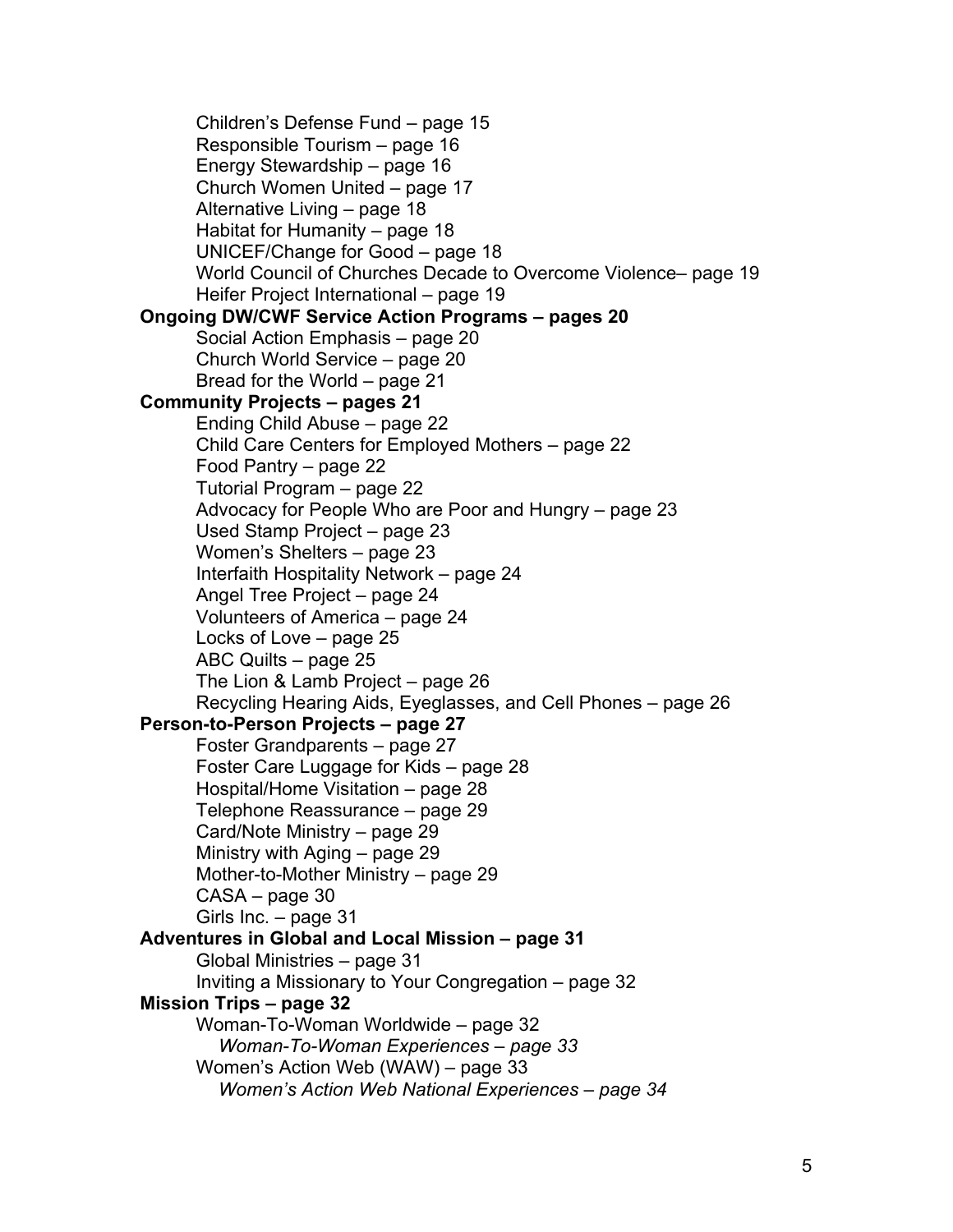Children's Defense Fund – page 15
Responsible Tourism – page 16
Energy Stewardship – page 16
Church Women United – page 17
Alternative Living – page 18
Habitat for Humanity – page 18
UNICEF/Change for Good – page 18
World Council of Churches Decade to Overcome Violence– page 19
Heifer Project International – page 19

**Ongoing DW/CWF Service Action Programs – pages 20**

Social Action Emphasis – page 20
Church World Service – page 20
Bread for the World – page 21

**Community Projects – pages 21**

Ending Child Abuse – page 22
Child Care Centers for Employed Mothers – page 22
Food Pantry – page 22
Tutorial Program – page 22
Advocacy for People Who are Poor and Hungry – page 23
Used Stamp Project – page 23
Women's Shelters – page 23
Interfaith Hospitality Network – page 24
Angel Tree Project – page 24
Volunteers of America – page 24
Locks of Love – page 25
ABC Quilts – page 25
The Lion & Lamb Project – page 26
Recycling Hearing Aids, Eyeglasses, and Cell Phones – page 26

**Person-to-Person Projects – page 27**

Foster Grandparents – page 27
Foster Care Luggage for Kids – page 28
Hospital/Home Visitation – page 28
Telephone Reassurance – page 29
Card/Note Ministry – page 29
Ministry with Aging – page 29
Mother-to-Mother Ministry – page 29
CASA – page 30
Girls Inc. – page 31

**Adventures in Global and Local Mission – page 31**

Global Ministries – page 31
Inviting a Missionary to Your Congregation – page 32

**Mission Trips – page 32**

Woman-To-Woman Worldwide – page 32
*Woman-To-Woman Experiences – page 33*
Women's Action Web (WAW) – page 33
*Women's Action Web National Experiences – page 34*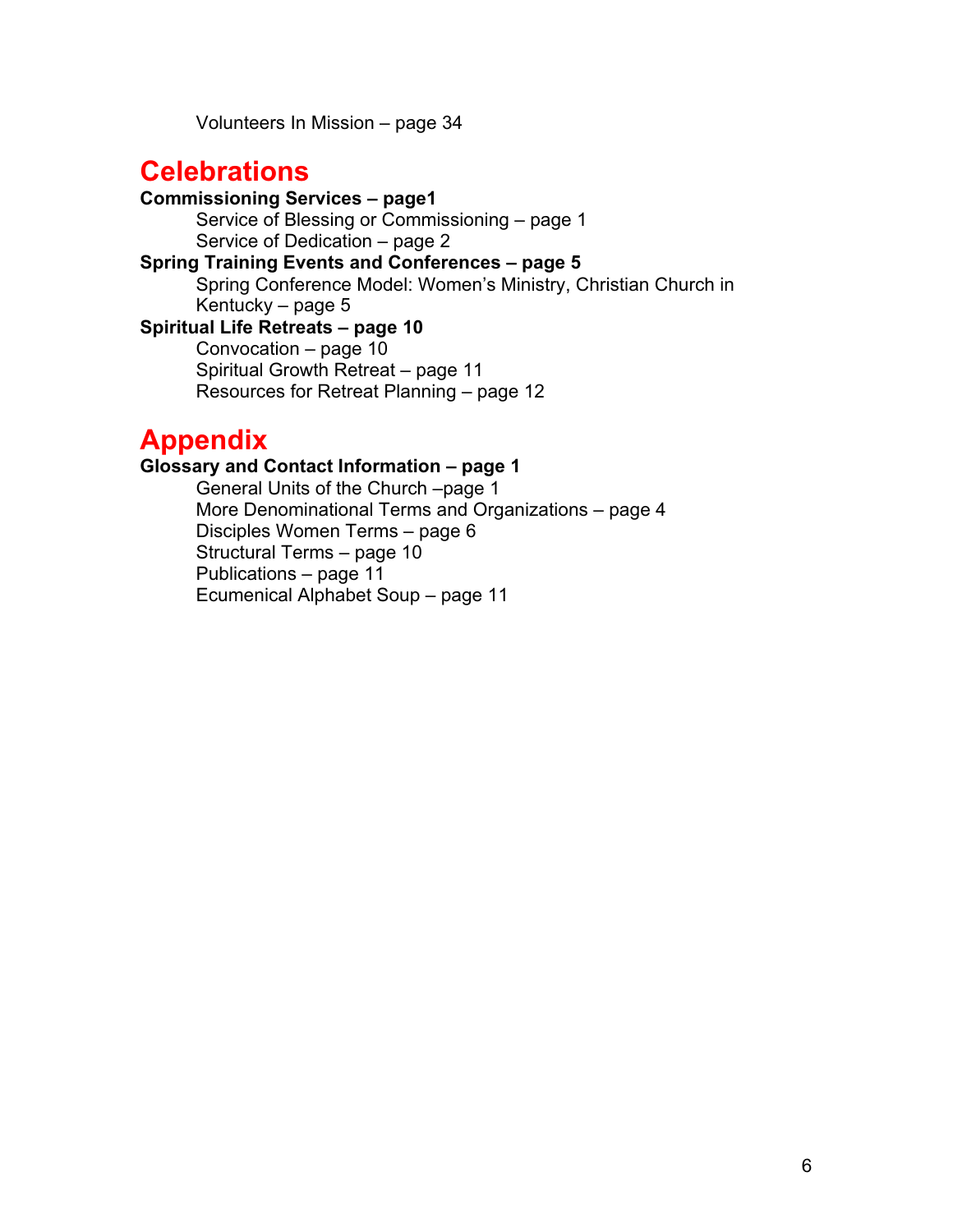Volunteers In Mission – page 34

# Celebrations

**Commissioning Services – page1**

Service of Blessing or Commissioning – page 1
Service of Dedication – page 2

**Spring Training Events and Conferences – page 5**

Spring Conference Model: Women's Ministry, Christian Church in Kentucky – page 5

**Spiritual Life Retreats – page 10**

Convocation – page 10
Spiritual Growth Retreat – page 11
Resources for Retreat Planning – page 12

# Appendix

**Glossary and Contact Information – page 1**

General Units of the Church –page 1
More Denominational Terms and Organizations – page 4
Disciples Women Terms – page 6
Structural Terms – page 10
Publications – page 11
Ecumenical Alphabet Soup – page 11